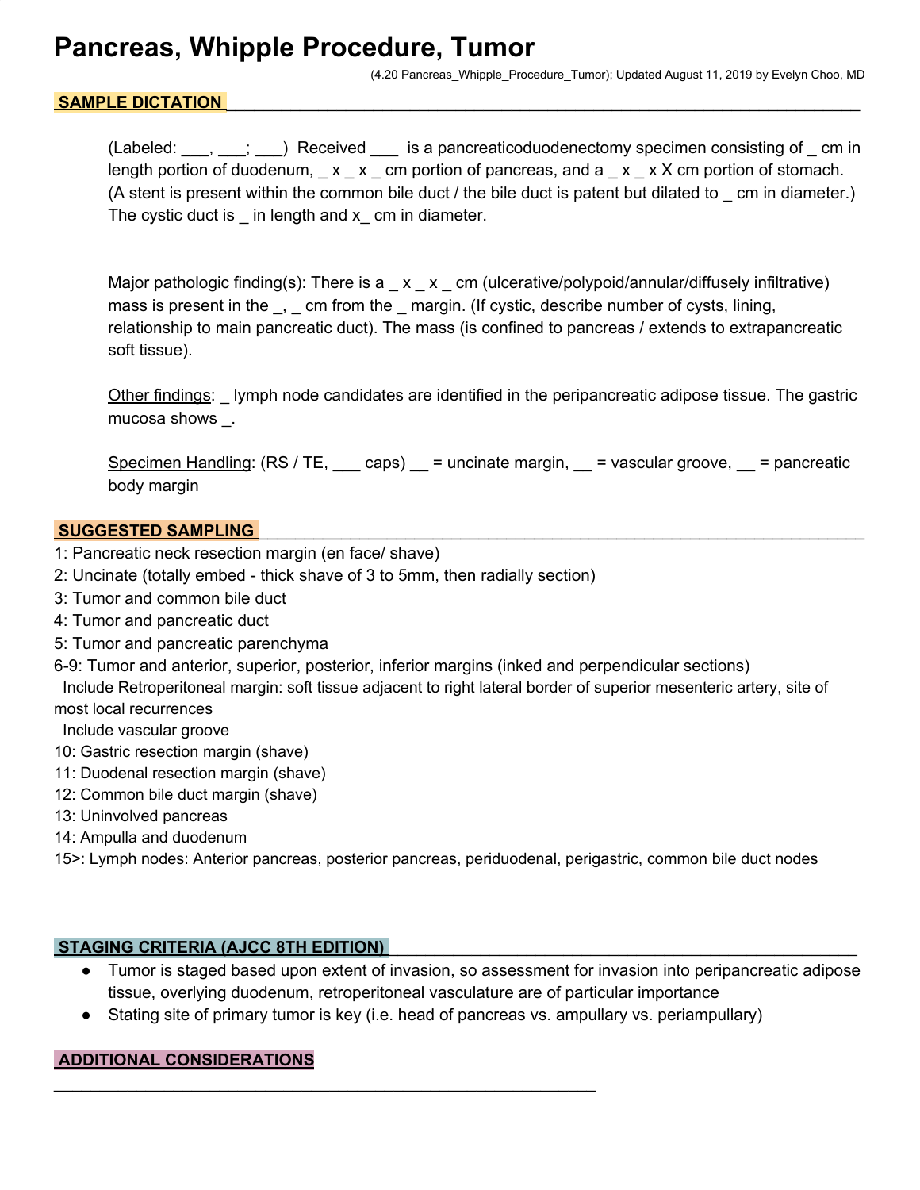# Pancreas, Whipple Procedure, Tumor

(4.20 Pancreas_Whipple_Procedure_Tumor); Updated August 11, 2019 by Evelyn Choo, MD

## SAMPLE DICTATION

(Labeled: ___, ___; ___) Received ___ is a pancreaticoduodenectomy specimen consisting of _ cm in length portion of duodenum, _ x _ x _ cm portion of pancreas, and a _ x _ x X cm portion of stomach. (A stent is present within the common bile duct / the bile duct is patent but dilated to _ cm in diameter.) The cystic duct is _ in length and x_ cm in diameter.

Major pathologic finding(s): There is a _ x _ x _ cm (ulcerative/polypoid/annular/diffusely infiltrative) mass is present in the _, _ cm from the _ margin. (If cystic, describe number of cysts, lining, relationship to main pancreatic duct). The mass (is confined to pancreas / extends to extrapancreatic soft tissue).

Other findings: _ lymph node candidates are identified in the peripancreatic adipose tissue. The gastric mucosa shows _.

Specimen Handling: (RS / TE, ___ caps) __ = uncinate margin, __ = vascular groove, __ = pancreatic body margin

## SUGGESTED SAMPLING

1: Pancreatic neck resection margin (en face/ shave)
2: Uncinate (totally embed - thick shave of 3 to 5mm, then radially section)
3: Tumor and common bile duct
4: Tumor and pancreatic duct
5: Tumor and pancreatic parenchyma
6-9: Tumor and anterior, superior, posterior, inferior margins (inked and perpendicular sections)
  Include Retroperitoneal margin: soft tissue adjacent to right lateral border of superior mesenteric artery, site of most local recurrences
  Include vascular groove
10: Gastric resection margin (shave)
11: Duodenal resection margin (shave)
12: Common bile duct margin (shave)
13: Uninvolved pancreas
14: Ampulla and duodenum
15>: Lymph nodes: Anterior pancreas, posterior pancreas, periduodenal, perigastric, common bile duct nodes

## STAGING CRITERIA (AJCC 8TH EDITION)

- Tumor is staged based upon extent of invasion, so assessment for invasion into peripancreatic adipose tissue, overlying duodenum, retroperitoneal vasculature are of particular importance
- Stating site of primary tumor is key (i.e. head of pancreas vs. ampullary vs. periampullary)

## ADDITIONAL CONSIDERATIONS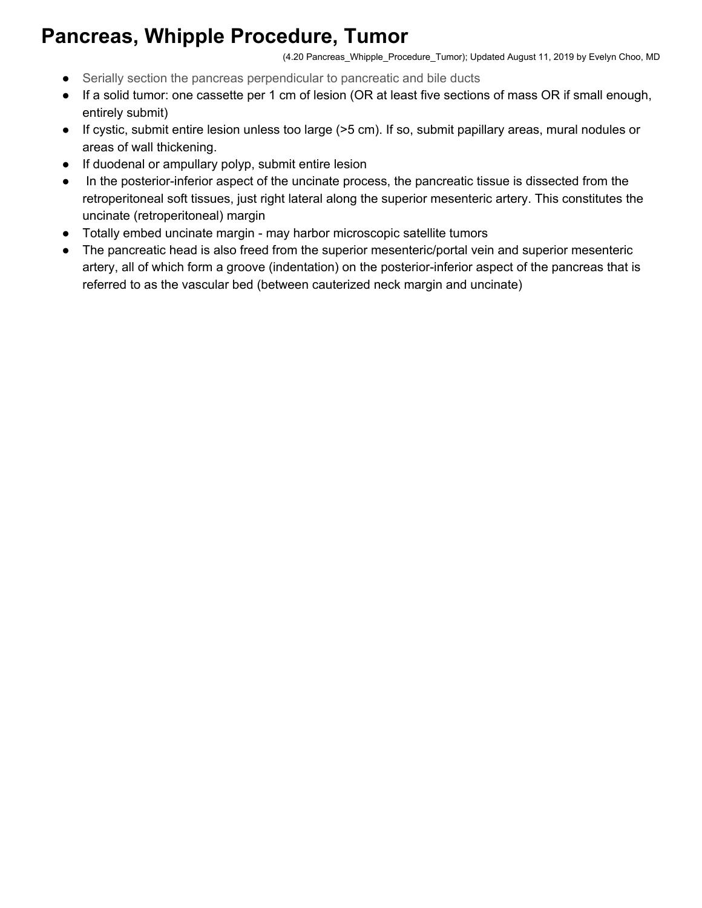# Pancreas, Whipple Procedure, Tumor

(4.20 Pancreas_Whipple_Procedure_Tumor); Updated August 11, 2019 by Evelyn Choo, MD

- Serially section the pancreas perpendicular to pancreatic and bile ducts
- If a solid tumor: one cassette per 1 cm of lesion (OR at least five sections of mass OR if small enough, entirely submit)
- If cystic, submit entire lesion unless too large (>5 cm). If so, submit papillary areas, mural nodules or areas of wall thickening.
- If duodenal or ampullary polyp, submit entire lesion
- In the posterior-inferior aspect of the uncinate process, the pancreatic tissue is dissected from the retroperitoneal soft tissues, just right lateral along the superior mesenteric artery. This constitutes the uncinate (retroperitoneal) margin
- Totally embed uncinate margin - may harbor microscopic satellite tumors
- The pancreatic head is also freed from the superior mesenteric/portal vein and superior mesenteric artery, all of which form a groove (indentation) on the posterior-inferior aspect of the pancreas that is referred to as the vascular bed (between cauterized neck margin and uncinate)